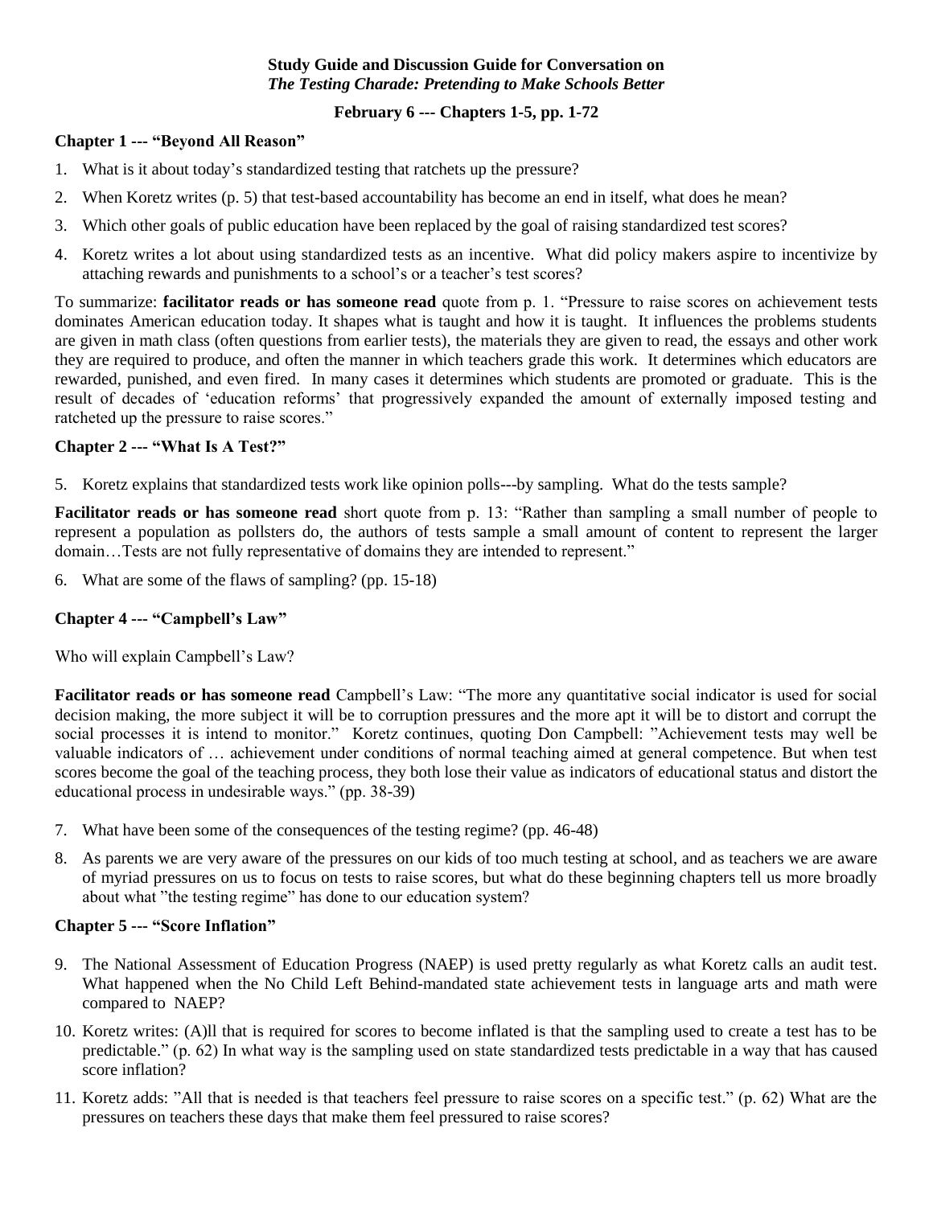**Study Guide and Discussion Guide for Conversation on**
***The Testing Charade: Pretending to Make Schools Better***

**February 6 --- Chapters 1-5, pp. 1-72**

### Chapter 1 --- "Beyond All Reason"

1. What is it about today's standardized testing that ratchets up the pressure?
2. When Koretz writes (p. 5) that test-based accountability has become an end in itself, what does he mean?
3. Which other goals of public education have been replaced by the goal of raising standardized test scores?
4. Koretz writes a lot about using standardized tests as an incentive. What did policy makers aspire to incentivize by attaching rewards and punishments to a school's or a teacher's test scores?

To summarize: **facilitator reads or has someone read** quote from p. 1. "Pressure to raise scores on achievement tests dominates American education today. It shapes what is taught and how it is taught. It influences the problems students are given in math class (often questions from earlier tests), the materials they are given to read, the essays and other work they are required to produce, and often the manner in which teachers grade this work. It determines which educators are rewarded, punished, and even fired. In many cases it determines which students are promoted or graduate. This is the result of decades of 'education reforms' that progressively expanded the amount of externally imposed testing and ratcheted up the pressure to raise scores."

### Chapter 2 --- "What Is A Test?"

5. Koretz explains that standardized tests work like opinion polls---by sampling. What do the tests sample?

**Facilitator reads or has someone read** short quote from p. 13: "Rather than sampling a small number of people to represent a population as pollsters do, the authors of tests sample a small amount of content to represent the larger domain…Tests are not fully representative of domains they are intended to represent."

6. What are some of the flaws of sampling? (pp. 15-18)

### Chapter 4 --- "Campbell's Law"

Who will explain Campbell's Law?

**Facilitator reads or has someone read** Campbell's Law: "The more any quantitative social indicator is used for social decision making, the more subject it will be to corruption pressures and the more apt it will be to distort and corrupt the social processes it is intend to monitor." Koretz continues, quoting Don Campbell: "Achievement tests may well be valuable indicators of … achievement under conditions of normal teaching aimed at general competence. But when test scores become the goal of the teaching process, they both lose their value as indicators of educational status and distort the educational process in undesirable ways." (pp. 38-39)

7. What have been some of the consequences of the testing regime? (pp. 46-48)
8. As parents we are very aware of the pressures on our kids of too much testing at school, and as teachers we are aware of myriad pressures on us to focus on tests to raise scores, but what do these beginning chapters tell us more broadly about what "the testing regime" has done to our education system?

### Chapter 5 --- "Score Inflation"

9. The National Assessment of Education Progress (NAEP) is used pretty regularly as what Koretz calls an audit test. What happened when the No Child Left Behind-mandated state achievement tests in language arts and math were compared to NAEP?
10. Koretz writes: (A)ll that is required for scores to become inflated is that the sampling used to create a test has to be predictable." (p. 62) In what way is the sampling used on state standardized tests predictable in a way that has caused score inflation?
11. Koretz adds: "All that is needed is that teachers feel pressure to raise scores on a specific test." (p. 62) What are the pressures on teachers these days that make them feel pressured to raise scores?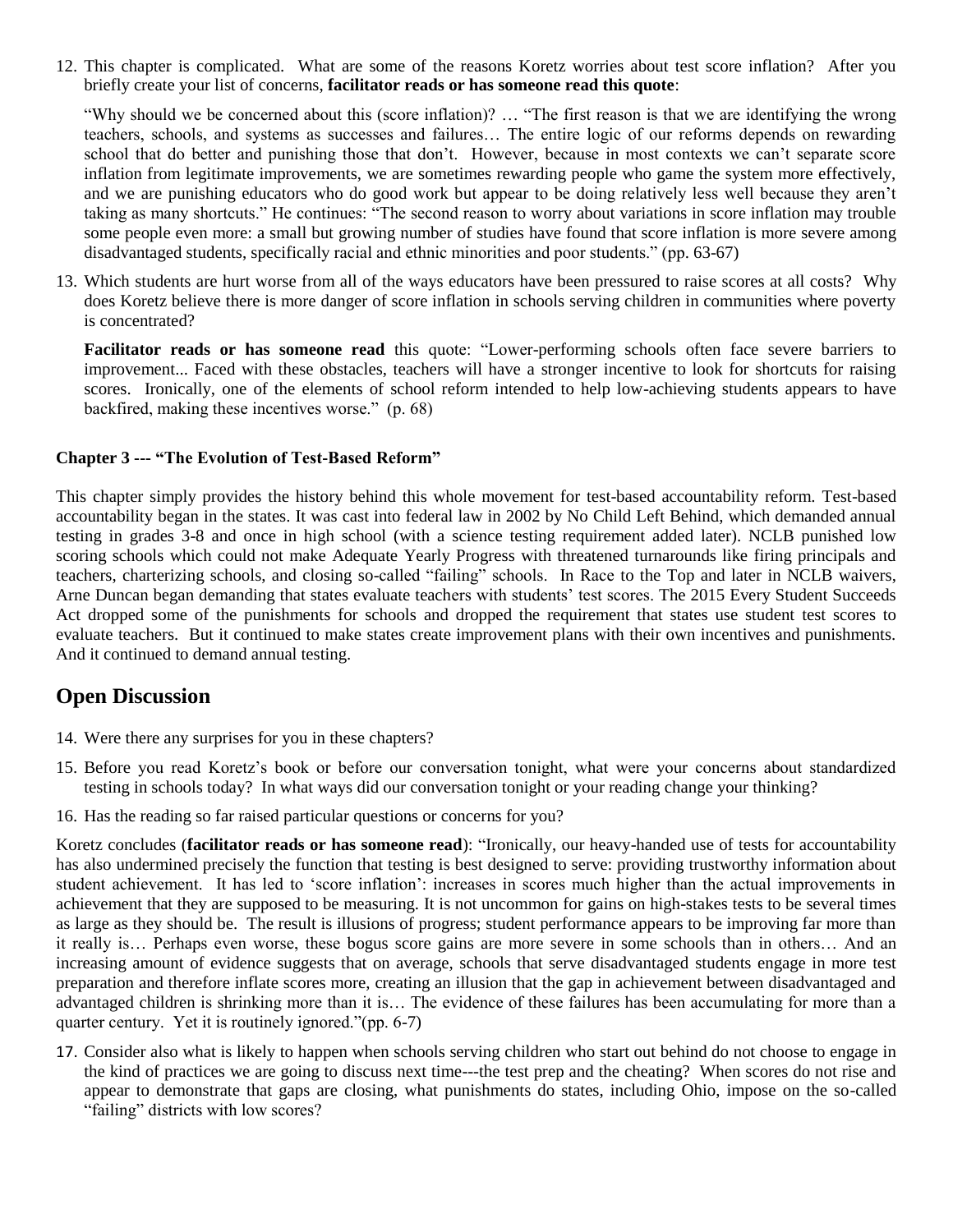12. This chapter is complicated. What are some of the reasons Koretz worries about test score inflation? After you briefly create your list of concerns, **facilitator reads or has someone read this quote**:

    "Why should we be concerned about this (score inflation)? … "The first reason is that we are identifying the wrong teachers, schools, and systems as successes and failures… The entire logic of our reforms depends on rewarding school that do better and punishing those that don't. However, because in most contexts we can't separate score inflation from legitimate improvements, we are sometimes rewarding people who game the system more effectively, and we are punishing educators who do good work but appear to be doing relatively less well because they aren't taking as many shortcuts." He continues: "The second reason to worry about variations in score inflation may trouble some people even more: a small but growing number of studies have found that score inflation is more severe among disadvantaged students, specifically racial and ethnic minorities and poor students." (pp. 63-67)

13. Which students are hurt worse from all of the ways educators have been pressured to raise scores at all costs? Why does Koretz believe there is more danger of score inflation in schools serving children in communities where poverty is concentrated?

    **Facilitator reads or has someone read** this quote: "Lower-performing schools often face severe barriers to improvement... Faced with these obstacles, teachers will have a stronger incentive to look for shortcuts for raising scores. Ironically, one of the elements of school reform intended to help low-achieving students appears to have backfired, making these incentives worse." (p. 68)

**Chapter 3 --- "The Evolution of Test-Based Reform"**

This chapter simply provides the history behind this whole movement for test-based accountability reform. Test-based accountability began in the states. It was cast into federal law in 2002 by No Child Left Behind, which demanded annual testing in grades 3-8 and once in high school (with a science testing requirement added later). NCLB punished low scoring schools which could not make Adequate Yearly Progress with threatened turnarounds like firing principals and teachers, charterizing schools, and closing so-called "failing" schools. In Race to the Top and later in NCLB waivers, Arne Duncan began demanding that states evaluate teachers with students' test scores. The 2015 Every Student Succeeds Act dropped some of the punishments for schools and dropped the requirement that states use student test scores to evaluate teachers. But it continued to make states create improvement plans with their own incentives and punishments. And it continued to demand annual testing.

## Open Discussion

14. Were there any surprises for you in these chapters?

15. Before you read Koretz's book or before our conversation tonight, what were your concerns about standardized testing in schools today? In what ways did our conversation tonight or your reading change your thinking?

16. Has the reading so far raised particular questions or concerns for you?

Koretz concludes (**facilitator reads or has someone read**): "Ironically, our heavy-handed use of tests for accountability has also undermined precisely the function that testing is best designed to serve: providing trustworthy information about student achievement. It has led to 'score inflation': increases in scores much higher than the actual improvements in achievement that they are supposed to be measuring. It is not uncommon for gains on high-stakes tests to be several times as large as they should be. The result is illusions of progress; student performance appears to be improving far more than it really is… Perhaps even worse, these bogus score gains are more severe in some schools than in others… And an increasing amount of evidence suggests that on average, schools that serve disadvantaged students engage in more test preparation and therefore inflate scores more, creating an illusion that the gap in achievement between disadvantaged and advantaged children is shrinking more than it is… The evidence of these failures has been accumulating for more than a quarter century. Yet it is routinely ignored."(pp. 6-7)

17. Consider also what is likely to happen when schools serving children who start out behind do not choose to engage in the kind of practices we are going to discuss next time---the test prep and the cheating? When scores do not rise and appear to demonstrate that gaps are closing, what punishments do states, including Ohio, impose on the so-called "failing" districts with low scores?